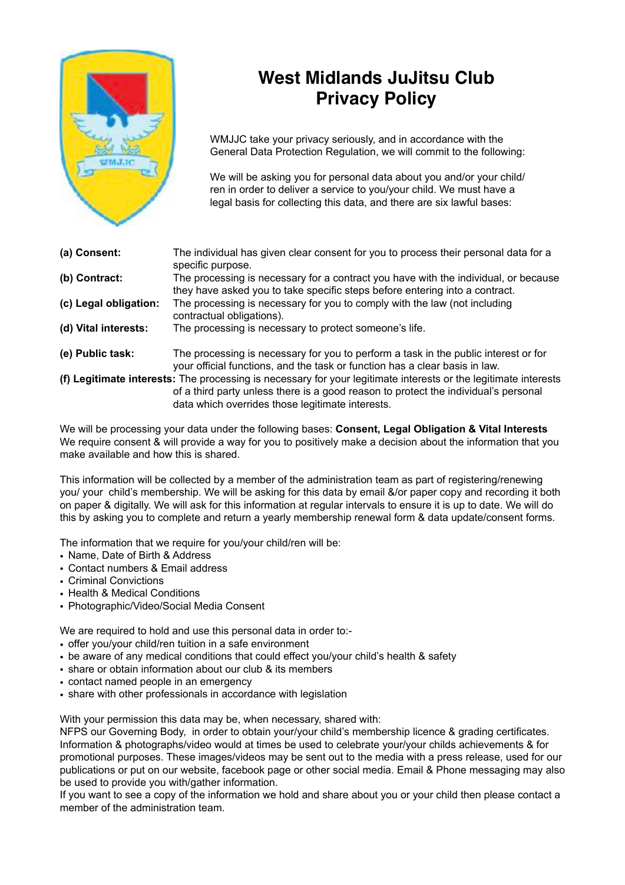# West Midlands JuJitsu Club Privacy Policy

WMJJC take your privacy seriously, and in accordance with the General Data Protection Regulation, we will commit to the following:

We will be asking you for personal data about you and/or your child/ren in order to deliver a service to you/your child. We must have a legal basis for collecting this data, and there are six lawful bases:

**(a) Consent:** The individual has given clear consent for you to process their personal data for a specific purpose.

**(b) Contract:** The processing is necessary for a contract you have with the individual, or because they have asked you to take specific steps before entering into a contract.

**(c) Legal obligation:** The processing is necessary for you to comply with the law (not including contractual obligations).

**(d) Vital interests:** The processing is necessary to protect someone's life.

**(e) Public task:** The processing is necessary for you to perform a task in the public interest or for your official functions, and the task or function has a clear basis in law.

**(f) Legitimate interests:** The processing is necessary for your legitimate interests or the legitimate interests of a third party unless there is a good reason to protect the individual's personal data which overrides those legitimate interests.

We will be processing your data under the following bases: **Consent, Legal Obligation & Vital Interests**
We require consent & will provide a way for you to positively make a decision about the information that you make available and how this is shared.

This information will be collected by a member of the administration team as part of registering/renewing you/ your child's membership. We will be asking for this data by email &/or paper copy and recording it both on paper & digitally. We will ask for this information at regular intervals to ensure it is up to date. We will do this by asking you to complete and return a yearly membership renewal form & data update/consent forms.

The information that we require for you/your child/ren will be:

- Name, Date of Birth & Address
- Contact numbers & Email address
- Criminal Convictions
- Health & Medical Conditions
- Photographic/Video/Social Media Consent

We are required to hold and use this personal data in order to:-

- offer you/your child/ren tuition in a safe environment
- be aware of any medical conditions that could effect you/your child's health & safety
- share or obtain information about our club & its members
- contact named people in an emergency
- share with other professionals in accordance with legislation

With your permission this data may be, when necessary, shared with:
NFPS our Governing Body, in order to obtain your/your child's membership licence & grading certificates. Information & photographs/video would at times be used to celebrate your/your childs achievements & for promotional purposes. These images/videos may be sent out to the media with a press release, used for our publications or put on our website, facebook page or other social media. Email & Phone messaging may also be used to provide you with/gather information.
If you want to see a copy of the information we hold and share about you or your child then please contact a member of the administration team.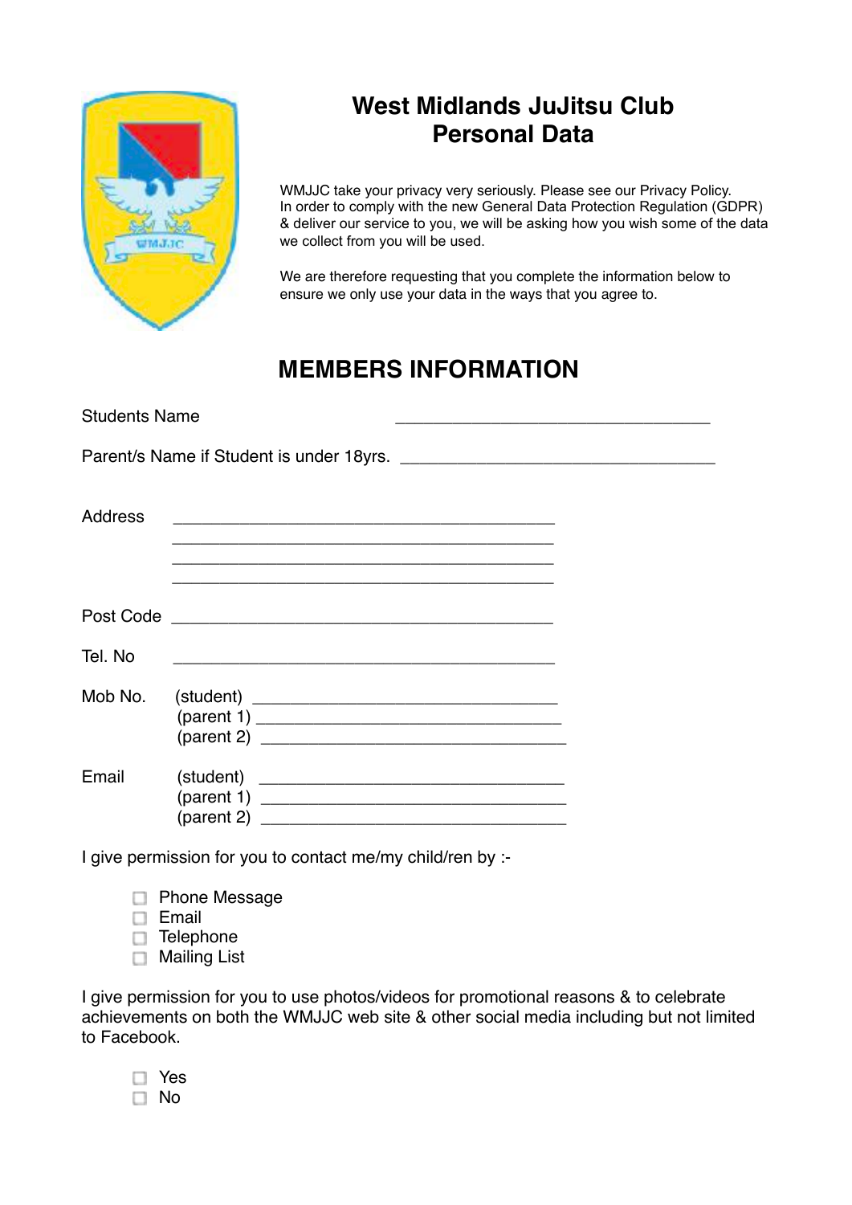# West Midlands JuJitsu Club
# Personal Data

WMJJC take your privacy very seriously. Please see our Privacy Policy. In order to comply with the new General Data Protection Regulation (GDPR) & deliver our service to you, we will be asking how you wish some of the data we collect from you will be used.

We are therefore requesting that you complete the information below to ensure we only use your data in the ways that you agree to.

## MEMBERS INFORMATION

Students Name ________________________________

Parent/s Name if Student is under 18yrs. ________________________________

Address ________________________________
________________________________
________________________________
________________________________

Post Code ________________________________

Tel. No ________________________________

Mob No. (student) ________________________________
(parent 1) ________________________________
(parent 2) ________________________________

Email (student) ________________________________
(parent 1) ________________________________
(parent 2) ________________________________

I give permission for you to contact me/my child/ren by :-

- ☐ Phone Message
- ☐ Email
- ☐ Telephone
- ☐ Mailing List

I give permission for you to use photos/videos for promotional reasons & to celebrate achievements on both the WMJJC web site & other social media including but not limited to Facebook.

- ☐ Yes
- ☐ No